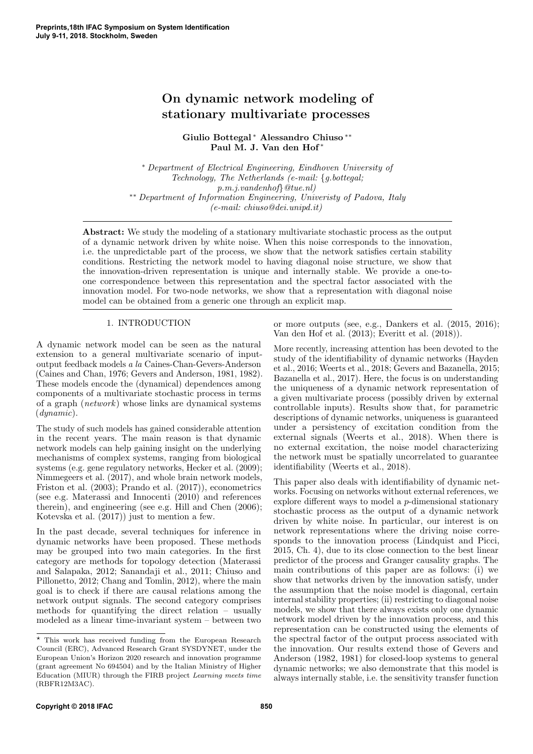# On dynamic network modeling of stationary multivariate processes

**Giulio Bottegal** [*] **Alessandro Chiuso** [**] **Paul M. J. Van den Hof** [*]

[*] *Department of Electrical Engineering, Eindhoven University of Technology, The Netherlands (e-mail: {g.bottegal; p.m.j.vandenhof}@tue.nl)*
[**] *Department of Information Engineering, Univeristy of Padova, Italy (e-mail: chiuso@dei.unipd.it)*

**Abstract:** We study the modeling of a stationary multivariate stochastic process as the output of a dynamic network driven by white noise. When this noise corresponds to the innovation, i.e. the unpredictable part of the process, we show that the network satisfies certain stability conditions. Restricting the network model to having diagonal noise structure, we show that the innovation-driven representation is unique and internally stable. We provide a one-to-one correspondence between this representation and the spectral factor associated with the innovation model. For two-node networks, we show that a representation with diagonal noise model can be obtained from a generic one through an explicit map.

## 1. INTRODUCTION

A dynamic network model can be seen as the natural extension to a general multivariate scenario of input-output feedback models *a la* Caines-Chan-Gevers-Anderson (Caines and Chan, 1976; Gevers and Anderson, 1981, 1982). These models encode the (dynamical) dependences among components of a multivariate stochastic process in terms of a graph (*network*) whose links are dynamical systems (*dynamic*).

The study of such models has gained considerable attention in the recent years. The main reason is that dynamic network models can help gaining insight on the underlying mechanisms of complex systems, ranging from biological systems (e.g. gene regulatory networks, Hecker et al. (2009); Nimmegeers et al. (2017), and whole brain network models, Friston et al. (2003); Prando et al. (2017)), econometrics (see e.g. Materassi and Innocenti (2010) and references therein), and engineering (see e.g. Hill and Chen (2006); Kotevska et al. (2017)) just to mention a few.

In the past decade, several techniques for inference in dynamic networks have been proposed. These methods may be grouped into two main categories. In the first category are methods for topology detection (Materassi and Salapaka, 2012; Sanandaji et al., 2011; Chiuso and Pillonetto, 2012; Chang and Tomlin, 2012), where the main goal is to check if there are causal relations among the network output signals. The second category comprises methods for quantifying the direct relation – usually modeled as a linear time-invariant system – between two or more outputs (see, e.g., Dankers et al. (2015, 2016); Van den Hof et al. (2013); Everitt et al. (2018)).

More recently, increasing attention has been devoted to the study of the identifiability of dynamic networks (Hayden et al., 2016; Weerts et al., 2018; Gevers and Bazanella, 2015; Bazanella et al., 2017). Here, the focus is on understanding the uniqueness of a dynamic network representation of a given multivariate process (possibly driven by external controllable inputs). Results show that, for parametric descriptions of dynamic networks, uniqueness is guaranteed under a persistency of excitation condition from the external signals (Weerts et al., 2018). When there is no external excitation, the noise model characterizing the network must be spatially uncorrelated to guarantee identifiability (Weerts et al., 2018).

This paper also deals with identifiability of dynamic networks. Focusing on networks without external references, we explore different ways to model a $p$-dimensional stationary stochastic process as the output of a dynamic network driven by white noise. In particular, our interest is on network representations where the driving noise corresponds to the innovation process (Lindquist and Picci, 2015, Ch. 4), due to its close connection to the best linear predictor of the process and Granger causality graphs. The main contributions of this paper are as follows: (i) we show that networks driven by the innovation satisfy, under the assumption that the noise model is diagonal, certain internal stability properties; (ii) restricting to diagonal noise models, we show that there always exists only one dynamic network model driven by the innovation process, and this representation can be constructed using the elements of the spectral factor of the output process associated with the innovation. Our results extend those of Gevers and Anderson (1982, 1981) for closed-loop systems to general dynamic networks; we also demonstrate that this model is always internally stable, i.e. the sensitivity transfer function

[*] This work has received funding from the European Research Council (ERC), Advanced Research Grant SYSDYNET, under the European Union's Horizon 2020 research and innovation programme (grant agreement No 694504) and by the Italian Ministry of Higher Education (MIUR) through the FIRB project *Learning meets time* (RBFR12M3AC).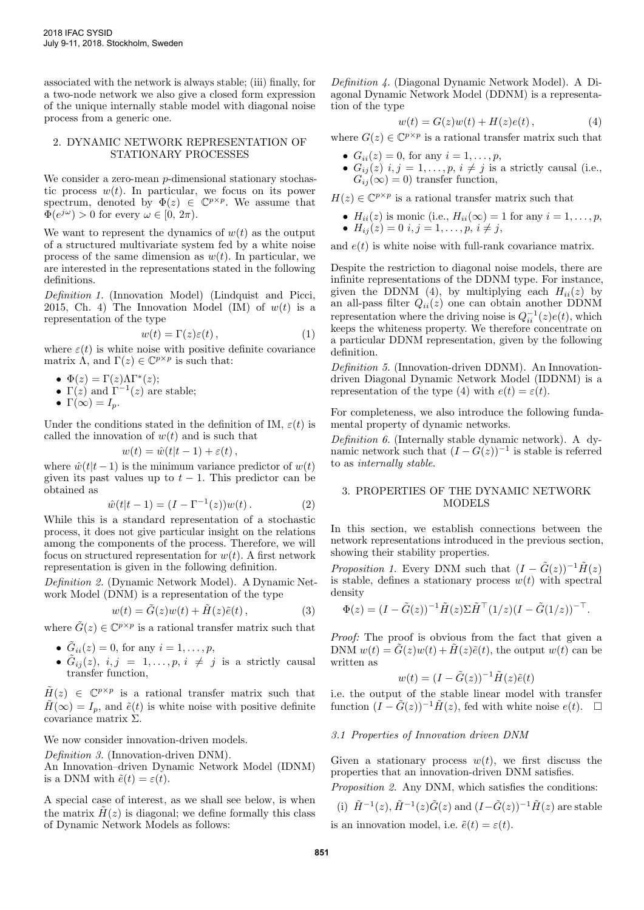associated with the network is always stable; (iii) finally, for a two-node network we also give a closed form expression of the unique internally stable model with diagonal noise process from a generic one.

## 2. DYNAMIC NETWORK REPRESENTATION OF STATIONARY PROCESSES

We consider a zero-mean $p$-dimensional stationary stochastic process $w(t)$. In particular, we focus on its power spectrum, denoted by $\Phi(z) \in \mathbb{C}^{p\times p}$. We assume that $\Phi(e^{j\omega}) > 0$ for every $\omega \in [0, 2\pi)$.

We want to represent the dynamics of $w(t)$ as the output of a structured multivariate system fed by a white noise process of the same dimension as $w(t)$. In particular, we are interested in the representations stated in the following definitions.

*Definition 1.* (Innovation Model) (Lindquist and Picci, 2015, Ch. 4) The Innovation Model (IM) of $w(t)$ is a representation of the type

$$w(t) = \Gamma(z)\varepsilon(t)\,, \tag{1}$$

where $\varepsilon(t)$ is white noise with positive definite covariance matrix $\Lambda$, and $\Gamma(z) \in \mathbb{C}^{p\times p}$ is such that:

- $\Phi(z) = \Gamma(z)\Lambda\Gamma^*(z)$;
- $\Gamma(z)$ and $\Gamma^{-1}(z)$ are stable;
- $\Gamma(\infty) = I_p$.

Under the conditions stated in the definition of IM, $\varepsilon(t)$ is called the innovation of $w(t)$ and is such that

$$w(t) = \hat{w}(t|t-1) + \varepsilon(t)\,,$$

where $\hat{w}(t|t-1)$ is the minimum variance predictor of $w(t)$ given its past values up to $t-1$. This predictor can be obtained as

$$\hat{w}(t|t-1) = (I - \Gamma^{-1}(z))w(t)\,. \tag{2}$$

While this is a standard representation of a stochastic process, it does not give particular insight on the relations among the components of the process. Therefore, we will focus on structured representation for $w(t)$. A first network representation is given in the following definition.

*Definition 2.* (Dynamic Network Model). A Dynamic Network Model (DNM) is a representation of the type

$$w(t) = \tilde{G}(z)w(t) + \tilde{H}(z)\tilde{e}(t)\,, \tag{3}$$

where $\tilde{G}(z) \in \mathbb{C}^{p\times p}$ is a rational transfer matrix such that

- $\tilde{G}_{ii}(z) = 0$, for any $i = 1, \ldots, p$,
- $\tilde{G}_{ij}(z)$, $i, j = 1, \ldots, p$, $i \neq j$ is a strictly causal transfer function,

$\tilde{H}(z) \in \mathbb{C}^{p\times p}$ is a rational transfer matrix such that $\tilde{H}(\infty) = I_p$, and $\tilde{e}(t)$ is white noise with positive definite covariance matrix $\Sigma$.

We now consider innovation-driven models.

*Definition 3.* (Innovation-driven DNM).
An Innovation–driven Dynamic Network Model (IDNM) is a DNM with $\tilde{e}(t) = \varepsilon(t)$.

A special case of interest, as we shall see below, is when the matrix $\tilde{H}(z)$ is diagonal; we define formally this class of Dynamic Network Models as follows:

*Definition 4.* (Diagonal Dynamic Network Model). A Diagonal Dynamic Network Model (DDNM) is a representation of the type

$$w(t) = G(z)w(t) + H(z)e(t)\,, \tag{4}$$

where $G(z) \in \mathbb{C}^{p\times p}$ is a rational transfer matrix such that

- $G_{ii}(z) = 0$, for any $i = 1, \ldots, p$,
- $G_{ij}(z)$ $i, j = 1, \ldots, p$, $i \neq j$ is a strictly causal (i.e., $G_{ij}(\infty) = 0$) transfer function,

$H(z) \in \mathbb{C}^{p\times p}$ is a rational transfer matrix such that

- $H_{ii}(z)$ is monic (i.e., $H_{ii}(\infty) = 1$ for any $i = 1, \ldots, p$,
- $H_{ij}(z) = 0$ $i, j = 1, \ldots, p$, $i \neq j$,

and $e(t)$ is white noise with full-rank covariance matrix.

Despite the restriction to diagonal noise models, there are infinite representations of the DDNM type. For instance, given the DDNM (4), by multiplying each $H_{ii}(z)$ by an all-pass filter $Q_{ii}(z)$ one can obtain another DDNM representation where the driving noise is $Q_{ii}^{-1}(z)e(t)$, which keeps the whiteness property. We therefore concentrate on a particular DDNM representation, given by the following definition.

*Definition 5.* (Innovation-driven DDNM). An Innovation-driven Diagonal Dynamic Network Model (IDDNM) is a representation of the type (4) with $e(t) = \varepsilon(t)$.

For completeness, we also introduce the following fundamental property of dynamic networks.

*Definition 6.* (Internally stable dynamic network). A dynamic network such that $(I - G(z))^{-1}$ is stable is referred to as *internally stable*.

## 3. PROPERTIES OF THE DYNAMIC NETWORK MODELS

In this section, we establish connections between the network representations introduced in the previous section, showing their stability properties.

*Proposition 1.* Every DNM such that $(I - \tilde{G}(z))^{-1}\tilde{H}(z)$ is stable, defines a stationary process $w(t)$ with spectral density

$$\Phi(z) = (I - \tilde{G}(z))^{-1}\tilde{H}(z)\Sigma\tilde{H}^\top(1/z)(I - \tilde{G}(1/z))^{-\top}.$$

*Proof:* The proof is obvious from the fact that given a DNM $w(t) = \tilde{G}(z)w(t) + \tilde{H}(z)\tilde{e}(t)$, the output $w(t)$ can be written as

$$w(t) = (I - \tilde{G}(z))^{-1}\tilde{H}(z)\tilde{e}(t)$$

i.e. the output of the stable linear model with transfer function $(I - \tilde{G}(z))^{-1}\tilde{H}(z)$, fed with white noise $e(t)$. $\Box$

### 3.1 Properties of Innovation driven DNM

Given a stationary process $w(t)$, we first discuss the properties that an innovation-driven DNM satisfies.

*Proposition 2.* Any DNM, which satisfies the conditions:

(i) $\tilde{H}^{-1}(z)$, $\tilde{H}^{-1}(z)\tilde{G}(z)$ and $(I - \tilde{G}(z))^{-1}\tilde{H}(z)$ are stable

is an innovation model, i.e. $\tilde{e}(t) = \varepsilon(t)$.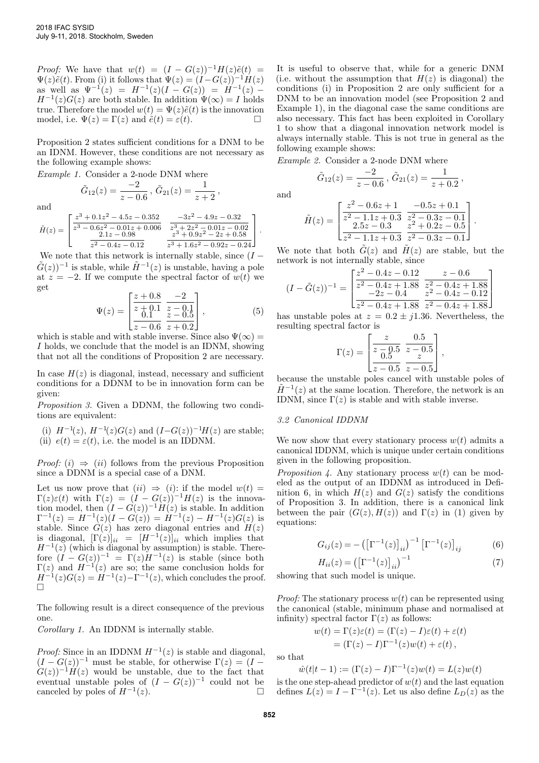*Proof:* We have that $w(t) = (I - G(z))^{-1}H(z)\tilde{e}(t) = \Psi(z)\tilde{e}(t)$. From (i) it follows that $\Psi(z) = (I-G(z))^{-1}H(z)$ as well as $\Psi^{-1}(z) = H^{-1}(z)(I - G(z)) = H^{-1}(z) - H^{-1}(z)G(z)$ are both stable. In addition $\Psi(\infty) = I$ holds true. Therefore the model $w(t) = \Psi(z)\tilde{e}(t)$ is the innovation model, i.e. $\Psi(z) = \Gamma(z)$ and $\tilde{e}(t) = \varepsilon(t)$. □

Proposition 2 states sufficient conditions for a DNM to be an IDNM. However, these conditions are not necessary as the following example shows:

*Example 1.* Consider a 2-node DNM where

$$\tilde{G}_{12}(z) = \frac{-2}{z - 0.6}\,,\; \tilde{G}_{21}(z) = \frac{1}{z + 2}\,,$$

and

$$\tilde{H}(z) = \begin{bmatrix} \frac{z^3 + 0.1z^2 - 4.5z - 0.352}{z^3 - 0.6z^2 - 0.01z + 0.006} & \frac{-3z^2 - 4.9z - 0.32}{z^3 + 2z^2 - 0.01z - 0.02} \\ \frac{2.1z - 0.98}{z^2 - 0.4z - 0.12} & \frac{z^3 + 0.9z^2 - 2z + 0.58}{z^3 + 1.6z^2 - 0.92z - 0.24} \end{bmatrix}.$$

We note that this network is internally stable, since $(I - \tilde{G}(z))^{-1}$ is stable, while $\tilde{H}^{-1}(z)$ is unstable, having a pole at $z = -2$. If we compute the spectral factor of $w(t)$ we get

$$\Psi(z) = \begin{bmatrix} \frac{z + 0.8}{z + 0.1} & \frac{-2}{z - 0.1} \\ \frac{0.1}{z - 0.6} & \frac{z - 0.5}{z + 0.2} \end{bmatrix}, \tag{5}$$

which is stable and with stable inverse. Since also $\Psi(\infty) = I$ holds, we conclude that the model is an IDNM, showing that not all the conditions of Proposition 2 are necessary.

In case $H(z)$ is diagonal, instead, necessary and sufficient conditions for a DDNM to be in innovation form can be given:

*Proposition 3.* Given a DDNM, the following two conditions are equivalent:

(i) $H^{-1}(z)$, $H^{-1}(z)G(z)$ and $(I-G(z))^{-1}H(z)$ are stable;
(ii) $e(t) = \varepsilon(t)$, i.e. the model is an IDDNM.

*Proof:* $(i) \Rightarrow (ii)$ follows from the previous Proposition since a DDNM is a special case of a DNM.

Let us now prove that $(ii) \Rightarrow (i)$: if the model $w(t) = \Gamma(z)\varepsilon(t)$ with $\Gamma(z) = (I - G(z))^{-1}H(z)$ is the innovation model, then $(I - G(z))^{-1}H(z)$ is stable. In addition $\Gamma^{-1}(z) = H^{-1}(z)(I - G(z)) = H^{-1}(z) - H^{-1}(z)G(z)$ is stable. Since $G(z)$ has zero diagonal entries and $H(z)$ is diagonal, $[\Gamma(z)]_{ii} = [H^{-1}(z)]_{ii}$ which implies that $H^{-1}(z)$ (which is diagonal by assumption) is stable. Therefore $(I - G(z))^{-1} = \Gamma(z)H^{-1}(z)$ is stable (since both $\Gamma(z)$ and $H^{-1}(z)$ are so; the same conclusion holds for $H^{-1}(z)G(z) = H^{-1}(z) - \Gamma^{-1}(z)$, which concludes the proof. □

The following result is a direct consequence of the previous one.

*Corollary 1.* An IDDNM is internally stable.

*Proof:* Since in an IDDNM $H^{-1}(z)$ is stable and diagonal, $(I - G(z))^{-1}$ must be stable, for otherwise $\Gamma(z) = (I - G(z))^{-1}H(z)$ would be unstable, due to the fact that eventual unstable poles of $(I - G(z))^{-1}$ could not be canceled by poles of $H^{-1}(z)$. □

It is useful to observe that, while for a generic DNM (i.e. without the assumption that $H(z)$ is diagonal) the conditions (i) in Proposition 2 are only sufficient for a DNM to be an innovation model (see Proposition 2 and Example 1), in the diagonal case the same conditions are also necessary. This fact has been exploited in Corollary 1 to show that a diagonal innovation network model is always internally stable. This is not true in general as the following example shows:

*Example 2.* Consider a 2-node DNM where

$$\tilde{G}_{12}(z) = \frac{-2}{z - 0.6}\,,\; \tilde{G}_{21}(z) = \frac{1}{z + 0.2}\,,$$

and

$$\tilde{H}(z) = \begin{bmatrix} \frac{z^2 - 0.6z + 1}{z^2 - 1.1z + 0.3} & \frac{-0.5z + 0.1}{z^2 - 0.3z - 0.1} \\ \frac{2.5z - 0.3}{z^2 - 1.1z + 0.3} & \frac{z^2 + 0.2z - 0.5}{z^2 - 0.3z - 0.1} \end{bmatrix}.$$

We note that both $\tilde{G}(z)$ and $\tilde{H}(z)$ are stable, but the network is not internally stable, since

$$(I - \tilde{G}(z))^{-1} = \begin{bmatrix} \frac{z^2 - 0.4z - 0.12}{z^2 - 0.4z + 1.88} & \frac{z - 0.6}{z^2 - 0.4z + 1.88} \\ \frac{-2z - 0.4}{z^2 - 0.4z + 1.88} & \frac{z^2 - 0.4z - 0.12}{z^2 - 0.4z + 1.88} \end{bmatrix}$$

has unstable poles at $z = 0.2 \pm j1.36$. Nevertheless, the resulting spectral factor is

$$\Gamma(z) = \begin{bmatrix} \frac{z}{z - 0.5} & \frac{0.5}{z - 0.5} \\ \frac{0.5}{z - 0.5} & \frac{z}{z - 0.5} \end{bmatrix},$$

because the unstable poles cancel with unstable poles of $\tilde{H}^{-1}(z)$ at the same location. Therefore, the network is an IDNM, since $\Gamma(z)$ is stable and with stable inverse.

### 3.2 Canonical IDDNM

We now show that every stationary process $w(t)$ admits a canonical IDDNM, which is unique under certain conditions given in the following proposition.

*Proposition 4.* Any stationary process $w(t)$ can be modeled as the output of an IDDNM as introduced in Definition 6, in which $H(z)$ and $G(z)$ satisfy the conditions of Proposition 3. In addition, there is a canonical link between the pair $(G(z), H(z))$ and $\Gamma(z)$ in (1) given by equations:

$$G_{ij}(z) = -\left(\left[\Gamma^{-1}(z)\right]_{ii}\right)^{-1}\left[\Gamma^{-1}(z)\right]_{ij} \tag{6}$$

$$H_{ii}(z) = \left(\left[\Gamma^{-1}(z)\right]_{ii}\right)^{-1} \tag{7}$$

showing that such model is unique.

*Proof:* The stationary process $w(t)$ can be represented using the canonical (stable, minimum phase and normalised at infinity) spectral factor $\Gamma(z)$ as follows:

$$\begin{aligned} w(t) &= \Gamma(z)\varepsilon(t) = (\Gamma(z) - I)\varepsilon(t) + \varepsilon(t) \\ &= (\Gamma(z) - I)\Gamma^{-1}(z)w(t) + \varepsilon(t)\,, \end{aligned}$$

so that

$$\hat{w}(t|t-1) := (\Gamma(z) - I)\Gamma^{-1}(z)w(t) = L(z)w(t)$$

is the one step-ahead predictor of $w(t)$ and the last equation defines $L(z) = I - \Gamma^{-1}(z)$. Let us also define $L_D(z)$ as the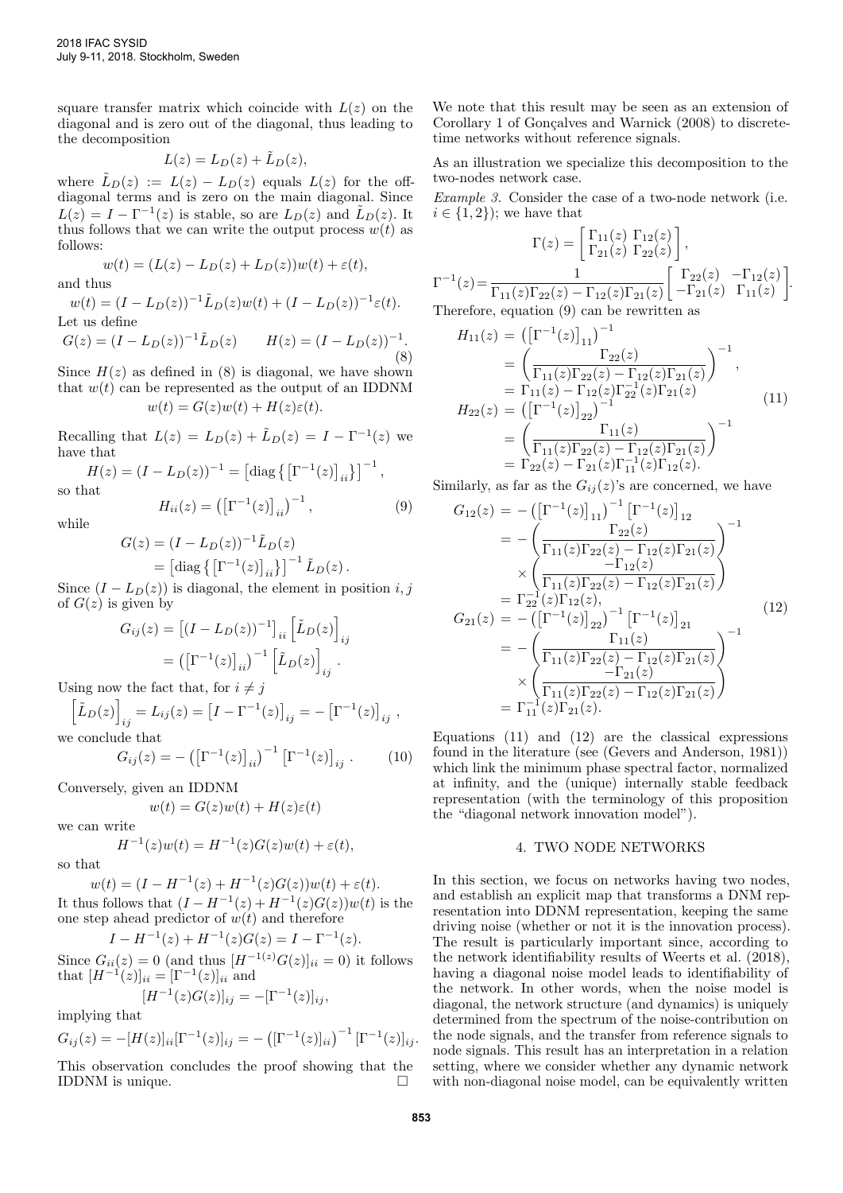square transfer matrix which coincide with $L(z)$ on the diagonal and is zero out of the diagonal, thus leading to the decomposition

$$L(z) = L_D(z) + \tilde{L}_D(z),$$

where $\tilde{L}_D(z) := L(z) - L_D(z)$ equals $L(z)$ for the off-diagonal terms and is zero on the main diagonal. Since $L(z) = I - \Gamma^{-1}(z)$ is stable, so are $L_D(z)$ and $\tilde{L}_D(z)$. It thus follows that we can write the output process $w(t)$ as follows:

$$w(t) = (L(z) - L_D(z) + L_D(z))w(t) + \varepsilon(t),$$

and thus

$$w(t) = (I - L_D(z))^{-1}\tilde{L}_D(z)w(t) + (I - L_D(z))^{-1}\varepsilon(t).$$

Let us define

$$G(z) = (I - L_D(z))^{-1}\tilde{L}_D(z) \qquad H(z) = (I - L_D(z))^{-1}. \tag{8}$$

Since $H(z)$ as defined in (8) is diagonal, we have shown that $w(t)$ can be represented as the output of an IDDNM

$$w(t) = G(z)w(t) + H(z)\varepsilon(t).$$

Recalling that $L(z) = L_D(z) + \tilde{L}_D(z) = I - \Gamma^{-1}(z)$ we have that

$$H(z) = (I - L_D(z))^{-1} = \left[\mathrm{diag}\left\{\left[\Gamma^{-1}(z)\right]_{ii}\right\}\right]^{-1},$$

so that

$$H_{ii}(z) = \left(\left[\Gamma^{-1}(z)\right]_{ii}\right)^{-1}, \tag{9}$$

while

$$\begin{aligned} G(z) &= (I - L_D(z))^{-1}\tilde{L}_D(z) \\ &= \left[\mathrm{diag}\left\{\left[\Gamma^{-1}(z)\right]_{ii}\right\}\right]^{-1}\tilde{L}_D(z). \end{aligned}$$

Since $(I - L_D(z))$ is diagonal, the element in position $i, j$ of $G(z)$ is given by

$$\begin{aligned} G_{ij}(z) &= \left[(I - L_D(z))^{-1}\right]_{ii}\left[\tilde{L}_D(z)\right]_{ij} \\ &= \left(\left[\Gamma^{-1}(z)\right]_{ii}\right)^{-1}\left[\tilde{L}_D(z)\right]_{ij}. \end{aligned}$$

Using now the fact that, for $i \neq j$

$$\left[\tilde{L}_D(z)\right]_{ij} = L_{ij}(z) = \left[I - \Gamma^{-1}(z)\right]_{ij} = -\left[\Gamma^{-1}(z)\right]_{ij},$$

we conclude that

$$G_{ij}(z) = -\left(\left[\Gamma^{-1}(z)\right]_{ii}\right)^{-1}\left[\Gamma^{-1}(z)\right]_{ij}. \tag{10}$$

Conversely, given an IDDNM

$$w(t) = G(z)w(t) + H(z)\varepsilon(t)$$

we can write

$$H^{-1}(z)w(t) = H^{-1}(z)G(z)w(t) + \varepsilon(t),$$

so that

$$w(t) = (I - H^{-1}(z) + H^{-1}(z)G(z))w(t) + \varepsilon(t).$$

It thus follows that $(I - H^{-1}(z) + H^{-1}(z)G(z))w(t)$ is the one step ahead predictor of $w(t)$ and therefore

$$I - H^{-1}(z) + H^{-1}(z)G(z) = I - \Gamma^{-1}(z).$$

Since $G_{ii}(z) = 0$ (and thus $[H^{-1(z)}G(z)]_{ii} = 0$) it follows that $[H^{-1}(z)]_{ii} = [\Gamma^{-1}(z)]_{ii}$ and

$$[H^{-1}(z)G(z)]_{ij} = -[\Gamma^{-1}(z)]_{ij},$$

implying that

$$G_{ij}(z) = -[H(z)]_{ii}[\Gamma^{-1}(z)]_{ij} = -\left([\Gamma^{-1}(z)]_{ii}\right)^{-1}[\Gamma^{-1}(z)]_{ij}.$$

This observation concludes the proof showing that the IDDNM is unique. □

We note that this result may be seen as an extension of Corollary 1 of Gonçalves and Warnick (2008) to discrete-time networks without reference signals.

As an illustration we specialize this decomposition to the two-nodes network case.

*Example 3.* Consider the case of a two-node network (i.e. $i \in \{1, 2\}$); we have that

$$\Gamma(z) = \begin{bmatrix} \Gamma_{11}(z) & \Gamma_{12}(z) \\ \Gamma_{21}(z) & \Gamma_{22}(z) \end{bmatrix},$$

$$\Gamma^{-1}(z) = \frac{1}{\Gamma_{11}(z)\Gamma_{22}(z) - \Gamma_{12}(z)\Gamma_{21}(z)}\begin{bmatrix} \Gamma_{22}(z) & -\Gamma_{12}(z) \\ -\Gamma_{21}(z) & \Gamma_{11}(z) \end{bmatrix}.$$

Therefore, equation (9) can be rewritten as

$$\begin{aligned} H_{11}(z) &= \left(\left[\Gamma^{-1}(z)\right]_{11}\right)^{-1} \\ &= \left(\frac{\Gamma_{22}(z)}{\Gamma_{11}(z)\Gamma_{22}(z) - \Gamma_{12}(z)\Gamma_{21}(z)}\right)^{-1}, \\ &= \Gamma_{11}(z) - \Gamma_{12}(z)\Gamma_{22}^{-1}(z)\Gamma_{21}(z) \\ H_{22}(z) &= \left(\left[\Gamma^{-1}(z)\right]_{22}\right)^{-1} \\ &= \left(\frac{\Gamma_{11}(z)}{\Gamma_{11}(z)\Gamma_{22}(z) - \Gamma_{12}(z)\Gamma_{21}(z)}\right)^{-1} \\ &= \Gamma_{22}(z) - \Gamma_{21}(z)\Gamma_{11}^{-1}(z)\Gamma_{12}(z). \end{aligned} \tag{11}$$

Similarly, as far as the $G_{ij}(z)$'s are concerned, we have

$$\begin{aligned} G_{12}(z) &= -\left(\left[\Gamma^{-1}(z)\right]_{11}\right)^{-1}\left[\Gamma^{-1}(z)\right]_{12} \\ &= -\left(\frac{\Gamma_{22}(z)}{\Gamma_{11}(z)\Gamma_{22}(z) - \Gamma_{12}(z)\Gamma_{21}(z)}\right)^{-1} \\ &\quad \times \left(\frac{-\Gamma_{12}(z)}{\Gamma_{11}(z)\Gamma_{22}(z) - \Gamma_{12}(z)\Gamma_{21}(z)}\right) \\ &= \Gamma_{22}^{-1}(z)\Gamma_{12}(z), \\ G_{21}(z) &= -\left(\left[\Gamma^{-1}(z)\right]_{22}\right)^{-1}\left[\Gamma^{-1}(z)\right]_{21} \\ &= -\left(\frac{\Gamma_{11}(z)}{\Gamma_{11}(z)\Gamma_{22}(z) - \Gamma_{12}(z)\Gamma_{21}(z)}\right)^{-1} \\ &\quad \times \left(\frac{-\Gamma_{21}(z)}{\Gamma_{11}(z)\Gamma_{22}(z) - \Gamma_{12}(z)\Gamma_{21}(z)}\right) \\ &= \Gamma_{11}^{-1}(z)\Gamma_{21}(z). \end{aligned} \tag{12}$$

Equations (11) and (12) are the classical expressions found in the literature (see (Gevers and Anderson, 1981)) which link the minimum phase spectral factor, normalized at infinity, and the (unique) internally stable feedback representation (with the terminology of this proposition the "diagonal network innovation model").

## 4. TWO NODE NETWORKS

In this section, we focus on networks having two nodes, and establish an explicit map that transforms a DNM representation into DDNM representation, keeping the same driving noise (whether or not it is the innovation process). The result is particularly important since, according to the network identifiability results of Weerts et al. (2018), having a diagonal noise model leads to identifiability of the network. In other words, when the noise model is diagonal, the network structure (and dynamics) is uniquely determined from the spectrum of the noise-contribution on the node signals, and the transfer from reference signals to node signals. This result has an interpretation in a relation setting, where we consider whether any dynamic network with non-diagonal noise model, can be equivalently written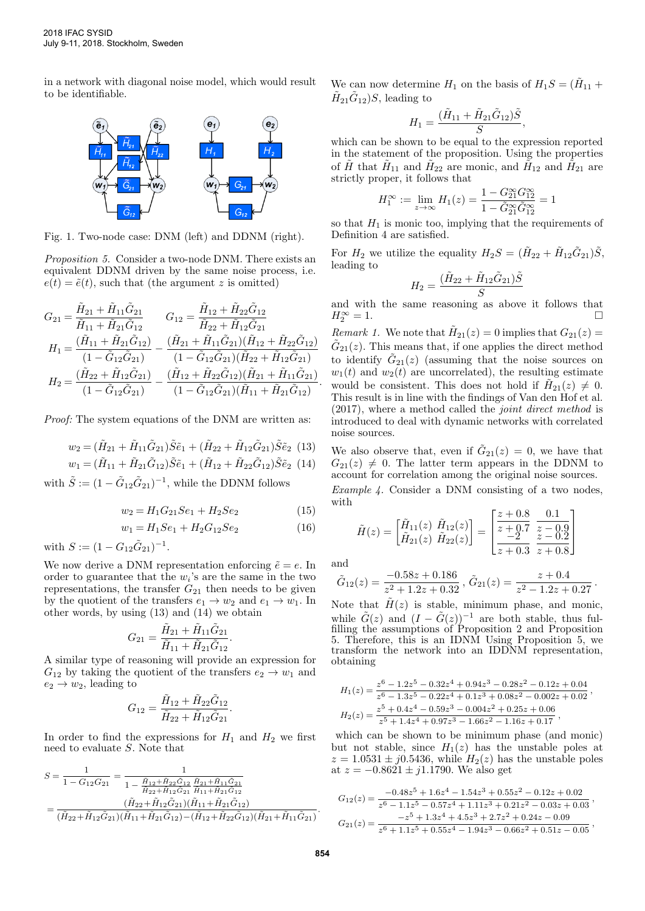in a network with diagonal noise model, which would result to be identifiable.

Fig. 1. Two-node case: DNM (left) and DDNM (right).

*Proposition 5.* Consider a two-node DNM. There exists an equivalent DDNM driven by the same noise process, i.e. $e(t) = \tilde{e}(t)$, such that (the argument $z$ is omitted)

$$G_{21} = \frac{\tilde{H}_{21} + \tilde{H}_{11}\tilde{G}_{21}}{\tilde{H}_{11} + \tilde{H}_{21}\tilde{G}_{12}} \qquad G_{12} = \frac{\tilde{H}_{12} + \tilde{H}_{22}\tilde{G}_{12}}{\tilde{H}_{22} + \tilde{H}_{12}\tilde{G}_{21}}$$

$$H_1 = \frac{(\tilde{H}_{11} + \tilde{H}_{21}\tilde{G}_{12})}{(1 - \tilde{G}_{12}\tilde{G}_{21})} - \frac{(\tilde{H}_{21} + \tilde{H}_{11}\tilde{G}_{21})(\tilde{H}_{12} + \tilde{H}_{22}\tilde{G}_{12})}{(1 - \tilde{G}_{12}\tilde{G}_{21})(\tilde{H}_{22} + \tilde{H}_{12}\tilde{G}_{21})}$$

$$H_2 = \frac{(\tilde{H}_{22} + \tilde{H}_{12}\tilde{G}_{21})}{(1 - \tilde{G}_{12}\tilde{G}_{21})} - \frac{(\tilde{H}_{12} + \tilde{H}_{22}\tilde{G}_{12})(\tilde{H}_{21} + \tilde{H}_{11}\tilde{G}_{21})}{(1 - \tilde{G}_{12}\tilde{G}_{21})(\tilde{H}_{11} + \tilde{H}_{21}\tilde{G}_{12})}.$$

*Proof:* The system equations of the DNM are written as:

$$w_2 = (\tilde{H}_{21} + \tilde{H}_{11}\tilde{G}_{21})\tilde{S}\tilde{e}_1 + (\tilde{H}_{22} + \tilde{H}_{12}\tilde{G}_{21})\tilde{S}\tilde{e}_2 \quad (13)$$

$$w_1 = (\tilde{H}_{11} + \tilde{H}_{21}\tilde{G}_{12})\tilde{S}\tilde{e}_1 + (\tilde{H}_{12} + \tilde{H}_{22}\tilde{G}_{12})\tilde{S}\tilde{e}_2 \quad (14)$$

with $\tilde{S} := (1 - \tilde{G}_{12}\tilde{G}_{21})^{-1}$, while the DDNM follows

$$w_2 = H_1 G_{21} S e_1 + H_2 S e_2 \quad (15)$$

$$w_1 = H_1 S e_1 + H_2 G_{12} S e_2 \quad (16)$$

with $S := (1 - G_{12}\tilde{G}_{21})^{-1}$.

We now derive a DNM representation enforcing $\tilde{e} = e$. In order to guarantee that the $w_i$'s are the same in the two representations, the transfer $G_{21}$ then needs to be given by the quotient of the transfers $e_1 \to w_2$ and $e_1 \to w_1$. In other words, by using (13) and (14) we obtain

$$G_{21} = \frac{\tilde{H}_{21} + \tilde{H}_{11}\tilde{G}_{21}}{\tilde{H}_{11} + \tilde{H}_{21}\tilde{G}_{12}}.$$

A similar type of reasoning will provide an expression for $G_{12}$ by taking the quotient of the transfers $e_2 \to w_1$ and $e_2 \to w_2$, leading to

$$G_{12} = \frac{\tilde{H}_{12} + \tilde{H}_{22}\tilde{G}_{12}}{\tilde{H}_{22} + \tilde{H}_{12}\tilde{G}_{21}}.$$

In order to find the expressions for $H_1$ and $H_2$ we first need to evaluate $S$. Note that

$$S = \frac{1}{1 - G_{12}G_{21}} = \frac{1}{1 - \frac{\tilde{H}_{12}+\tilde{H}_{22}\tilde{G}_{12}}{\tilde{H}_{22}+\tilde{H}_{12}\tilde{G}_{21}}\frac{\tilde{H}_{21}+\tilde{H}_{11}\tilde{G}_{21}}{\tilde{H}_{11}+\tilde{H}_{21}\tilde{G}_{12}}}$$

$$= \frac{(\tilde{H}_{22}+\tilde{H}_{12}\tilde{G}_{21})(\tilde{H}_{11}+\tilde{H}_{21}\tilde{G}_{12})}{(\tilde{H}_{22}+\tilde{H}_{12}\tilde{G}_{21})(\tilde{H}_{11}+\tilde{H}_{21}\tilde{G}_{12})-(\tilde{H}_{12}+\tilde{H}_{22}\tilde{G}_{12})(\tilde{H}_{21}+\tilde{H}_{11}\tilde{G}_{21})}.$$

We can now determine $H_1$ on the basis of $H_1 S = (\tilde{H}_{11} + \tilde{H}_{21}\tilde{G}_{12})S$, leading to

$$H_1 = \frac{(\tilde{H}_{11} + \tilde{H}_{21}\tilde{G}_{12})\tilde{S}}{S},$$

which can be shown to be equal to the expression reported in the statement of the proposition. Using the properties of $\tilde{H}$ that $\tilde{H}_{11}$ and $\tilde{H}_{22}$ are monic, and $\tilde{H}_{12}$ and $\tilde{H}_{21}$ are strictly proper, it follows that

$$H_1^\infty := \lim_{z\to\infty} H_1(z) = \frac{1 - G_{21}^\infty G_{12}^\infty}{1 - \tilde{G}_{21}^\infty \tilde{G}_{12}^\infty} = 1$$

so that $H_1$ is monic too, implying that the requirements of Definition 4 are satisfied.

For $H_2$ we utilize the equality $H_2 S = (\tilde{H}_{22} + \tilde{H}_{12}\tilde{G}_{21})\tilde{S}$, leading to

$$H_2 = \frac{(\tilde{H}_{22} + \tilde{H}_{12}\tilde{G}_{21})\tilde{S}}{S}$$

and with the same reasoning as above it follows that $H_2^\infty = 1$. □

*Remark 1.* We note that $\tilde{H}_{21}(z) = 0$ implies that $G_{21}(z) = \tilde{G}_{21}(z)$. This means that, if one applies the direct method to identify $\tilde{G}_{21}(z)$ (assuming that the noise sources on $w_1(t)$ and $w_2(t)$ are uncorrelated), the resulting estimate would be consistent. This does not hold if $\tilde{H}_{21}(z) \neq 0$. This result is in line with the findings of Van den Hof et al. (2017), where a method called the *joint direct method* is introduced to deal with dynamic networks with correlated noise sources.

We also observe that, even if $\tilde{G}_{21}(z) = 0$, we have that $G_{21}(z) \neq 0$. The latter term appears in the DDNM to account for correlation among the original noise sources.

*Example 4.* Consider a DNM consisting of a two nodes, with

$$\tilde{H}(z) = \begin{bmatrix} \tilde{H}_{11}(z) & \tilde{H}_{12}(z) \\ \tilde{H}_{21}(z) & \tilde{H}_{22}(z) \end{bmatrix} = \begin{bmatrix} \frac{z+0.8}{z+0.7} & \frac{0.1}{z-0.9} \\ \frac{-2}{z+0.3} & \frac{z-0.2}{z+0.8} \end{bmatrix}$$

and

$$\tilde{G}_{12}(z) = \frac{-0.58z + 0.186}{z^2 + 1.2z + 0.32}, \; \tilde{G}_{21}(z) = \frac{z + 0.4}{z^2 - 1.2z + 0.27}.$$

Note that $\tilde{H}(z)$ is stable, minimum phase, and monic, while $\tilde{G}(z)$ and $(I - \tilde{G}(z))^{-1}$ are both stable, thus fulfilling the assumptions of Proposition 2 and Proposition 5. Therefore, this is an IDNM Using Proposition 5, we transform the network into an IDDNM representation, obtaining

$$H_1(z) = \frac{z^6 - 1.2z^5 - 0.32z^4 + 0.94z^3 - 0.28z^2 - 0.12z + 0.04}{z^6 - 1.3z^5 - 0.22z^4 + 0.1z^3 + 0.08z^2 - 0.002z + 0.02},$$

$$H_2(z) = \frac{z^5 + 0.4z^4 - 0.59z^3 - 0.004z^2 + 0.25z + 0.06}{z^5 + 1.4z^4 + 0.97z^3 - 1.66z^2 - 1.16z + 0.17},$$

which can be shown to be minimum phase (and monic) but not stable, since $H_1(z)$ has the unstable poles at $z = 1.0531 \pm j0.5436$, while $H_2(z)$ has the unstable poles at $z = -0.8621 \pm j1.1790$. We also get

$$G_{12}(z) = \frac{-0.48z^5 + 1.6z^4 - 1.54z^3 + 0.55z^2 - 0.12z + 0.02}{z^6 - 1.1z^5 - 0.57z^4 + 1.11z^3 + 0.21z^2 - 0.03z + 0.03},$$

$$G_{21}(z) = \frac{-z^5 + 1.3z^4 + 4.5z^3 + 2.7z^2 + 0.24z - 0.09}{z^6 + 1.1z^5 + 0.55z^4 - 1.94z^3 - 0.66z^2 + 0.51z - 0.05},$$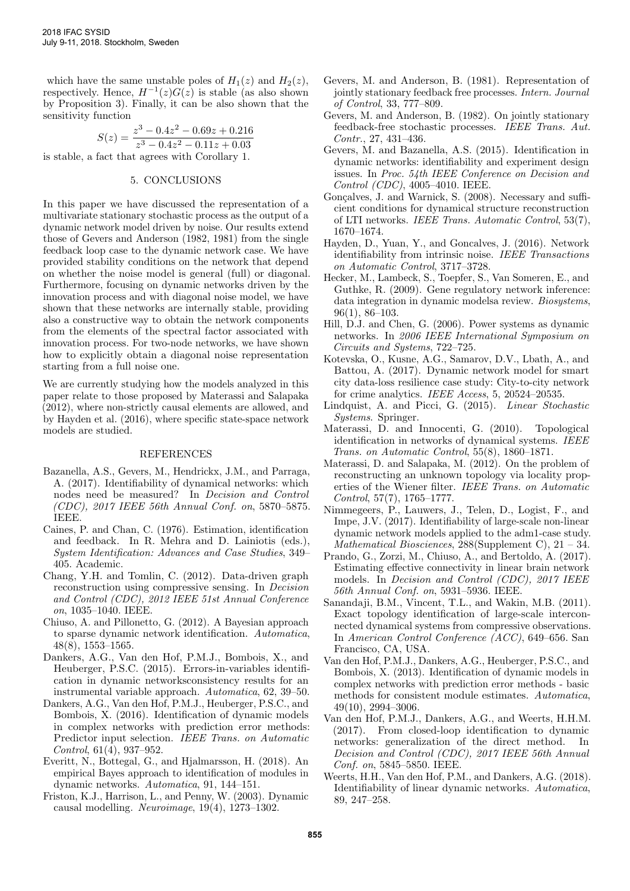which have the same unstable poles of $H_1(z)$ and $H_2(z)$, respectively. Hence, $H^{-1}(z)G(z)$ is stable (as also shown by Proposition 3). Finally, it can be also shown that the sensitivity function

$$S(z) = \frac{z^3 - 0.4z^2 - 0.69z + 0.216}{z^3 - 0.4z^2 - 0.11z + 0.03}$$

is stable, a fact that agrees with Corollary 1.

## 5. CONCLUSIONS

In this paper we have discussed the representation of a multivariate stationary stochastic process as the output of a dynamic network model driven by noise. Our results extend those of Gevers and Anderson (1982, 1981) from the single feedback loop case to the dynamic network case. We have provided stability conditions on the network that depend on whether the noise model is general (full) or diagonal. Furthermore, focusing on dynamic networks driven by the innovation process and with diagonal noise model, we have shown that these networks are internally stable, providing also a constructive way to obtain the network components from the elements of the spectral factor associated with innovation process. For two-node networks, we have shown how to explicitly obtain a diagonal noise representation starting from a full noise one.

We are currently studying how the models analyzed in this paper relate to those proposed by Materassi and Salapaka (2012), where non-strictly causal elements are allowed, and by Hayden et al. (2016), where specific state-space network models are studied.

## REFERENCES

Bazanella, A.S., Gevers, M., Hendrickx, J.M., and Parraga, A. (2017). Identifiability of dynamical networks: which nodes need be measured? In *Decision and Control (CDC), 2017 IEEE 56th Annual Conf. on*, 5870–5875. IEEE.

Caines, P. and Chan, C. (1976). Estimation, identification and feedback. In R. Mehra and D. Lainiotis (eds.), *System Identification: Advances and Case Studies*, 349–405. Academic.

Chang, Y.H. and Tomlin, C. (2012). Data-driven graph reconstruction using compressive sensing. In *Decision and Control (CDC), 2012 IEEE 51st Annual Conference on*, 1035–1040. IEEE.

Chiuso, A. and Pillonetto, G. (2012). A Bayesian approach to sparse dynamic network identification. *Automatica*, 48(8), 1553–1565.

Dankers, A.G., Van den Hof, P.M.J., Bombois, X., and Heuberger, P.S.C. (2015). Errors-in-variables identification in dynamic networksconsistency results for an instrumental variable approach. *Automatica*, 62, 39–50.

Dankers, A.G., Van den Hof, P.M.J., Heuberger, P.S.C., and Bombois, X. (2016). Identification of dynamic models in complex networks with prediction error methods: Predictor input selection. *IEEE Trans. on Automatic Control*, 61(4), 937–952.

Everitt, N., Bottegal, G., and Hjalmarsson, H. (2018). An empirical Bayes approach to identification of modules in dynamic networks. *Automatica*, 91, 144–151.

Friston, K.J., Harrison, L., and Penny, W. (2003). Dynamic causal modelling. *Neuroimage*, 19(4), 1273–1302.

Gevers, M. and Anderson, B. (1981). Representation of jointly stationary feedback free processes. *Intern. Journal of Control*, 33, 777–809.

Gevers, M. and Anderson, B. (1982). On jointly stationary feedback-free stochastic processes. *IEEE Trans. Aut. Contr.*, 27, 431–436.

Gevers, M. and Bazanella, A.S. (2015). Identification in dynamic networks: identifiability and experiment design issues. In *Proc. 54th IEEE Conference on Decision and Control (CDC)*, 4005–4010. IEEE.

Gonçalves, J. and Warnick, S. (2008). Necessary and sufficient conditions for dynamical structure reconstruction of LTI networks. *IEEE Trans. Automatic Control*, 53(7), 1670–1674.

Hayden, D., Yuan, Y., and Goncalves, J. (2016). Network identifiability from intrinsic noise. *IEEE Transactions on Automatic Control*, 3717–3728.

Hecker, M., Lambeck, S., Toepfer, S., Van Someren, E., and Guthke, R. (2009). Gene regulatory network inference: data integration in dynamic modelsa review. *Biosystems*, 96(1), 86–103.

Hill, D.J. and Chen, G. (2006). Power systems as dynamic networks. In *2006 IEEE International Symposium on Circuits and Systems*, 722–725.

Kotevska, O., Kusne, A.G., Samarov, D.V., Lbath, A., and Battou, A. (2017). Dynamic network model for smart city data-loss resilience case study: City-to-city network for crime analytics. *IEEE Access*, 5, 20524–20535.

Lindquist, A. and Picci, G. (2015). *Linear Stochastic Systems*. Springer.

Materassi, D. and Innocenti, G. (2010). Topological identification in networks of dynamical systems. *IEEE Trans. on Automatic Control*, 55(8), 1860–1871.

Materassi, D. and Salapaka, M. (2012). On the problem of reconstructing an unknown topology via locality properties of the Wiener filter. *IEEE Trans. on Automatic Control*, 57(7), 1765–1777.

Nimmegeers, P., Lauwers, J., Telen, D., Logist, F., and Impe, J.V. (2017). Identifiability of large-scale non-linear dynamic network models applied to the adm1-case study. *Mathematical Biosciences*, 288(Supplement C), 21 – 34.

Prando, G., Zorzi, M., Chiuso, A., and Bertoldo, A. (2017). Estimating effective connectivity in linear brain network models. In *Decision and Control (CDC), 2017 IEEE 56th Annual Conf. on*, 5931–5936. IEEE.

Sanandaji, B.M., Vincent, T.L., and Wakin, M.B. (2011). Exact topology identification of large-scale interconnected dynamical systems from compressive observations. In *American Control Conference (ACC)*, 649–656. San Francisco, CA, USA.

Van den Hof, P.M.J., Dankers, A.G., Heuberger, P.S.C., and Bombois, X. (2013). Identification of dynamic models in complex networks with prediction error methods - basic methods for consistent module estimates. *Automatica*, 49(10), 2994–3006.

Van den Hof, P.M.J., Dankers, A.G., and Weerts, H.H.M. (2017). From closed-loop identification to dynamic networks: generalization of the direct method. In *Decision and Control (CDC), 2017 IEEE 56th Annual Conf. on*, 5845–5850. IEEE.

Weerts, H.H., Van den Hof, P.M., and Dankers, A.G. (2018). Identifiability of linear dynamic networks. *Automatica*, 89, 247–258.